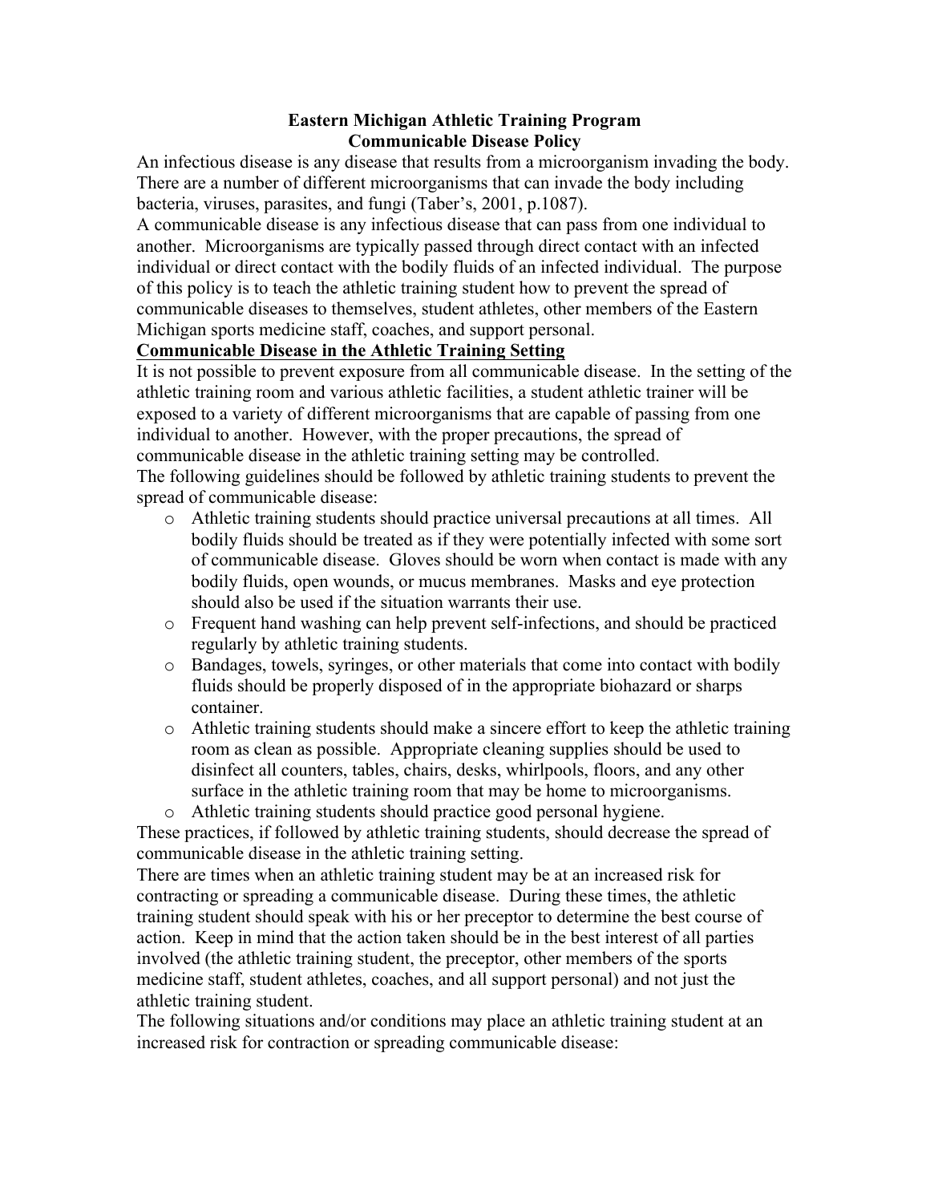# Eastern Michigan Athletic Training Program
## Communicable Disease Policy

An infectious disease is any disease that results from a microorganism invading the body. There are a number of different microorganisms that can invade the body including bacteria, viruses, parasites, and fungi (Taber's, 2001, p.1087).

A communicable disease is any infectious disease that can pass from one individual to another. Microorganisms are typically passed through direct contact with an infected individual or direct contact with the bodily fluids of an infected individual. The purpose of this policy is to teach the athletic training student how to prevent the spread of communicable diseases to themselves, student athletes, other members of the Eastern Michigan sports medicine staff, coaches, and support personal.

### Communicable Disease in the Athletic Training Setting

It is not possible to prevent exposure from all communicable disease. In the setting of the athletic training room and various athletic facilities, a student athletic trainer will be exposed to a variety of different microorganisms that are capable of passing from one individual to another. However, with the proper precautions, the spread of communicable disease in the athletic training setting may be controlled.

The following guidelines should be followed by athletic training students to prevent the spread of communicable disease:

- Athletic training students should practice universal precautions at all times. All bodily fluids should be treated as if they were potentially infected with some sort of communicable disease. Gloves should be worn when contact is made with any bodily fluids, open wounds, or mucus membranes. Masks and eye protection should also be used if the situation warrants their use.
- Frequent hand washing can help prevent self-infections, and should be practiced regularly by athletic training students.
- Bandages, towels, syringes, or other materials that come into contact with bodily fluids should be properly disposed of in the appropriate biohazard or sharps container.
- Athletic training students should make a sincere effort to keep the athletic training room as clean as possible. Appropriate cleaning supplies should be used to disinfect all counters, tables, chairs, desks, whirlpools, floors, and any other surface in the athletic training room that may be home to microorganisms.
- Athletic training students should practice good personal hygiene.

These practices, if followed by athletic training students, should decrease the spread of communicable disease in the athletic training setting.

There are times when an athletic training student may be at an increased risk for contracting or spreading a communicable disease. During these times, the athletic training student should speak with his or her preceptor to determine the best course of action. Keep in mind that the action taken should be in the best interest of all parties involved (the athletic training student, the preceptor, other members of the sports medicine staff, student athletes, coaches, and all support personal) and not just the athletic training student.

The following situations and/or conditions may place an athletic training student at an increased risk for contraction or spreading communicable disease: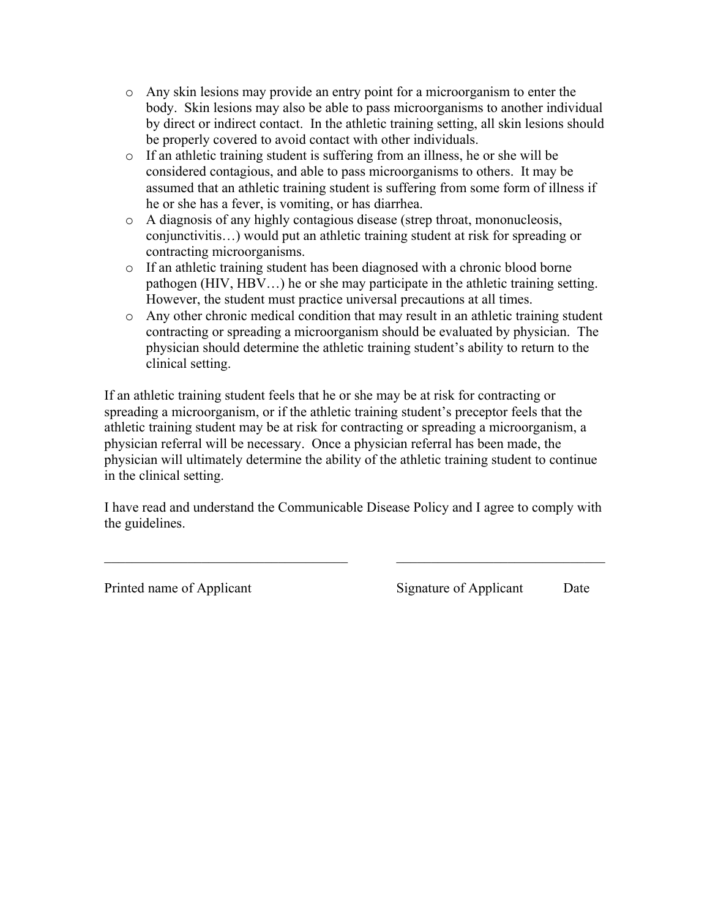- Any skin lesions may provide an entry point for a microorganism to enter the body. Skin lesions may also be able to pass microorganisms to another individual by direct or indirect contact. In the athletic training setting, all skin lesions should be properly covered to avoid contact with other individuals.
- If an athletic training student is suffering from an illness, he or she will be considered contagious, and able to pass microorganisms to others. It may be assumed that an athletic training student is suffering from some form of illness if he or she has a fever, is vomiting, or has diarrhea.
- A diagnosis of any highly contagious disease (strep throat, mononucleosis, conjunctivitis…) would put an athletic training student at risk for spreading or contracting microorganisms.
- If an athletic training student has been diagnosed with a chronic blood borne pathogen (HIV, HBV…) he or she may participate in the athletic training setting. However, the student must practice universal precautions at all times.
- Any other chronic medical condition that may result in an athletic training student contracting or spreading a microorganism should be evaluated by physician. The physician should determine the athletic training student's ability to return to the clinical setting.

If an athletic training student feels that he or she may be at risk for contracting or spreading a microorganism, or if the athletic training student's preceptor feels that the athletic training student may be at risk for contracting or spreading a microorganism, a physician referral will be necessary. Once a physician referral has been made, the physician will ultimately determine the ability of the athletic training student to continue in the clinical setting.

I have read and understand the Communicable Disease Policy and I agree to comply with the guidelines.

\_\_\_\_\_\_\_\_\_\_\_\_\_\_\_\_\_\_\_\_\_\_\_\_\_\_\_\_\_\_\_\_\_\_\_ \_\_\_\_\_\_\_\_\_\_\_\_\_\_\_\_\_\_\_\_\_\_\_\_\_\_\_\_\_\_

Printed name of Applicant Signature of Applicant Date